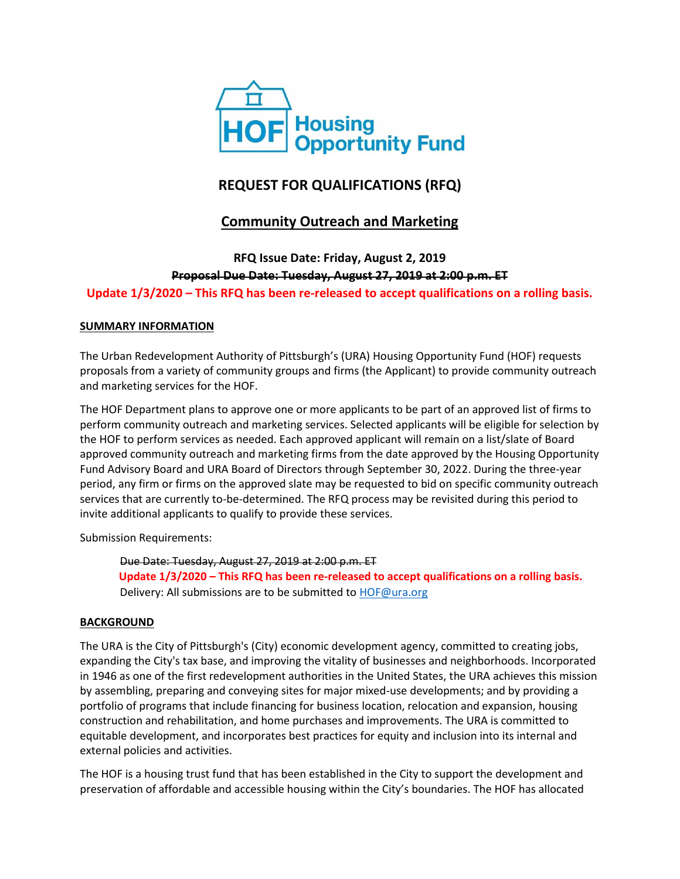HOF Housing Opportunity Fund

# REQUEST FOR QUALIFICATIONS (RFQ)

## Community Outreach and Marketing

**RFQ Issue Date: Friday, August 2, 2019**

~~**Proposal Due Date: Tuesday, August 27, 2019 at 2:00 p.m. ET**~~

**Update 1/3/2020 – This RFQ has been re-released to accept qualifications on a rolling basis.**

### SUMMARY INFORMATION

The Urban Redevelopment Authority of Pittsburgh's (URA) Housing Opportunity Fund (HOF) requests proposals from a variety of community groups and firms (the Applicant) to provide community outreach and marketing services for the HOF.

The HOF Department plans to approve one or more applicants to be part of an approved list of firms to perform community outreach and marketing services. Selected applicants will be eligible for selection by the HOF to perform services as needed. Each approved applicant will remain on a list/slate of Board approved community outreach and marketing firms from the date approved by the Housing Opportunity Fund Advisory Board and URA Board of Directors through September 30, 2022. During the three-year period, any firm or firms on the approved slate may be requested to bid on specific community outreach services that are currently to-be-determined. The RFQ process may be revisited during this period to invite additional applicants to qualify to provide these services.

Submission Requirements:

> ~~Due Date: Tuesday, August 27, 2019 at 2:00 p.m. ET~~
> **Update 1/3/2020 – This RFQ has been re-released to accept qualifications on a rolling basis.**
> Delivery: All submissions are to be submitted to HOF@ura.org

### BACKGROUND

The URA is the City of Pittsburgh's (City) economic development agency, committed to creating jobs, expanding the City's tax base, and improving the vitality of businesses and neighborhoods. Incorporated in 1946 as one of the first redevelopment authorities in the United States, the URA achieves this mission by assembling, preparing and conveying sites for major mixed-use developments; and by providing a portfolio of programs that include financing for business location, relocation and expansion, housing construction and rehabilitation, and home purchases and improvements. The URA is committed to equitable development, and incorporates best practices for equity and inclusion into its internal and external policies and activities.

The HOF is a housing trust fund that has been established in the City to support the development and preservation of affordable and accessible housing within the City's boundaries. The HOF has allocated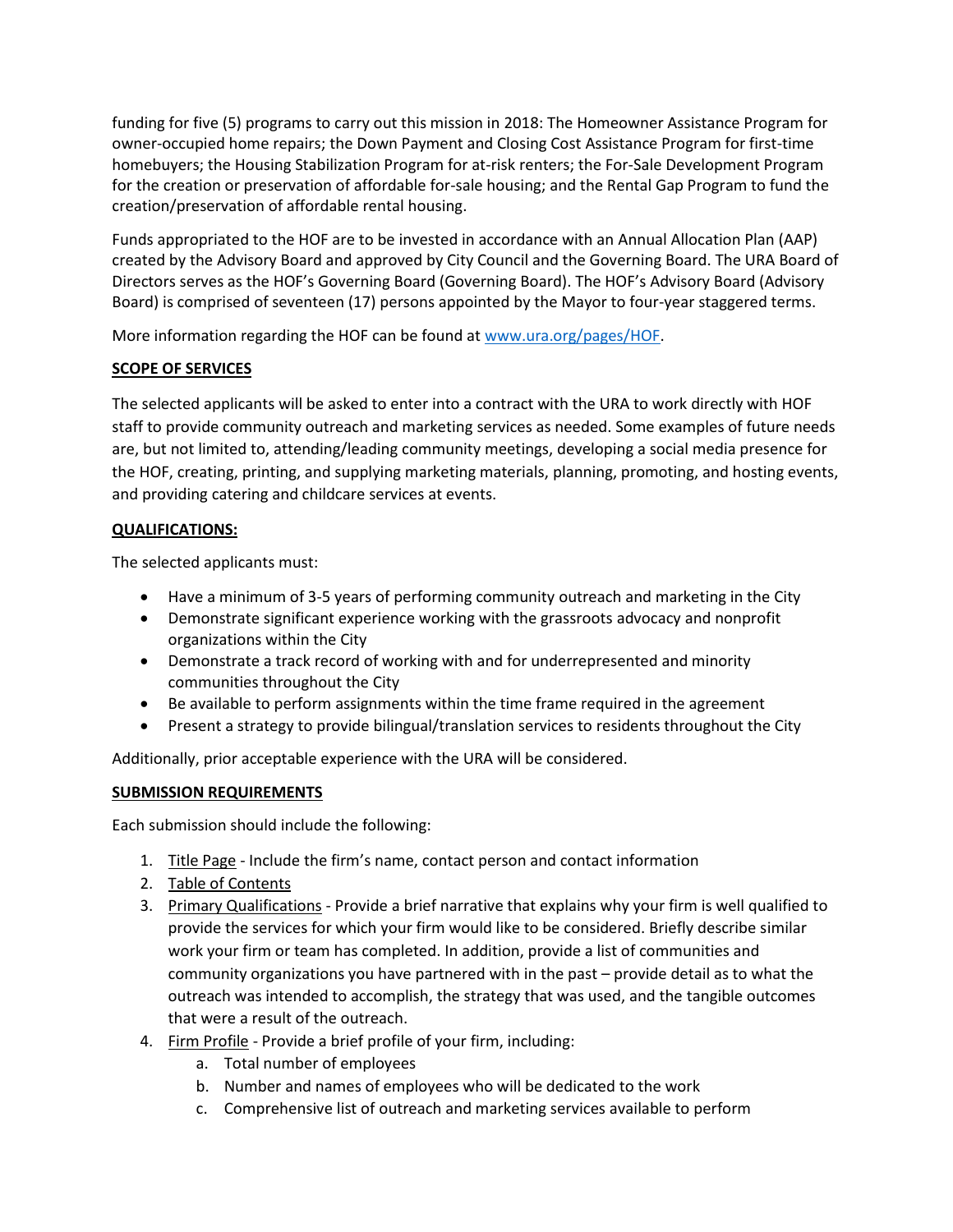funding for five (5) programs to carry out this mission in 2018: The Homeowner Assistance Program for owner-occupied home repairs; the Down Payment and Closing Cost Assistance Program for first-time homebuyers; the Housing Stabilization Program for at-risk renters; the For-Sale Development Program for the creation or preservation of affordable for-sale housing; and the Rental Gap Program to fund the creation/preservation of affordable rental housing.

Funds appropriated to the HOF are to be invested in accordance with an Annual Allocation Plan (AAP) created by the Advisory Board and approved by City Council and the Governing Board. The URA Board of Directors serves as the HOF's Governing Board (Governing Board). The HOF's Advisory Board (Advisory Board) is comprised of seventeen (17) persons appointed by the Mayor to four-year staggered terms.

More information regarding the HOF can be found at [www.ura.org/pages/HOF](www.ura.org/pages/HOF).

**SCOPE OF SERVICES**

The selected applicants will be asked to enter into a contract with the URA to work directly with HOF staff to provide community outreach and marketing services as needed. Some examples of future needs are, but not limited to, attending/leading community meetings, developing a social media presence for the HOF, creating, printing, and supplying marketing materials, planning, promoting, and hosting events, and providing catering and childcare services at events.

**QUALIFICATIONS:**

The selected applicants must:

- Have a minimum of 3-5 years of performing community outreach and marketing in the City
- Demonstrate significant experience working with the grassroots advocacy and nonprofit organizations within the City
- Demonstrate a track record of working with and for underrepresented and minority communities throughout the City
- Be available to perform assignments within the time frame required in the agreement
- Present a strategy to provide bilingual/translation services to residents throughout the City

Additionally, prior acceptable experience with the URA will be considered.

**SUBMISSION REQUIREMENTS**

Each submission should include the following:

1. Title Page - Include the firm's name, contact person and contact information
2. Table of Contents
3. Primary Qualifications - Provide a brief narrative that explains why your firm is well qualified to provide the services for which your firm would like to be considered. Briefly describe similar work your firm or team has completed. In addition, provide a list of communities and community organizations you have partnered with in the past – provide detail as to what the outreach was intended to accomplish, the strategy that was used, and the tangible outcomes that were a result of the outreach.
4. Firm Profile - Provide a brief profile of your firm, including:
    a. Total number of employees
    b. Number and names of employees who will be dedicated to the work
    c. Comprehensive list of outreach and marketing services available to perform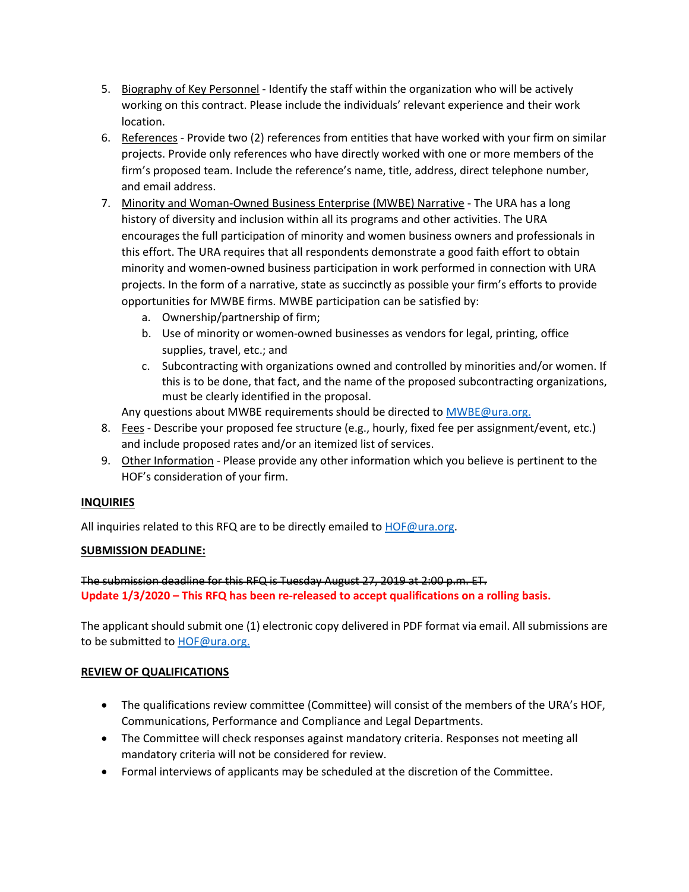5. Biography of Key Personnel - Identify the staff within the organization who will be actively working on this contract. Please include the individuals' relevant experience and their work location.
6. References - Provide two (2) references from entities that have worked with your firm on similar projects. Provide only references who have directly worked with one or more members of the firm's proposed team. Include the reference's name, title, address, direct telephone number, and email address.
7. Minority and Woman-Owned Business Enterprise (MWBE) Narrative - The URA has a long history of diversity and inclusion within all its programs and other activities. The URA encourages the full participation of minority and women business owners and professionals in this effort. The URA requires that all respondents demonstrate a good faith effort to obtain minority and women-owned business participation in work performed in connection with URA projects. In the form of a narrative, state as succinctly as possible your firm's efforts to provide opportunities for MWBE firms. MWBE participation can be satisfied by:
   a. Ownership/partnership of firm;
   b. Use of minority or women-owned businesses as vendors for legal, printing, office supplies, travel, etc.; and
   c. Subcontracting with organizations owned and controlled by minorities and/or women. If this is to be done, that fact, and the name of the proposed subcontracting organizations, must be clearly identified in the proposal.

   Any questions about MWBE requirements should be directed to MWBE@ura.org.
8. Fees - Describe your proposed fee structure (e.g., hourly, fixed fee per assignment/event, etc.) and include proposed rates and/or an itemized list of services.
9. Other Information - Please provide any other information which you believe is pertinent to the HOF's consideration of your firm.

**INQUIRIES**

All inquiries related to this RFQ are to be directly emailed to HOF@ura.org.

**SUBMISSION DEADLINE:**

~~The submission deadline for this RFQ is Tuesday August 27, 2019 at 2:00 p.m. ET.~~
**Update 1/3/2020 – This RFQ has been re-released to accept qualifications on a rolling basis.**

The applicant should submit one (1) electronic copy delivered in PDF format via email. All submissions are to be submitted to HOF@ura.org.

**REVIEW OF QUALIFICATIONS**

- The qualifications review committee (Committee) will consist of the members of the URA's HOF, Communications, Performance and Compliance and Legal Departments.
- The Committee will check responses against mandatory criteria. Responses not meeting all mandatory criteria will not be considered for review.
- Formal interviews of applicants may be scheduled at the discretion of the Committee.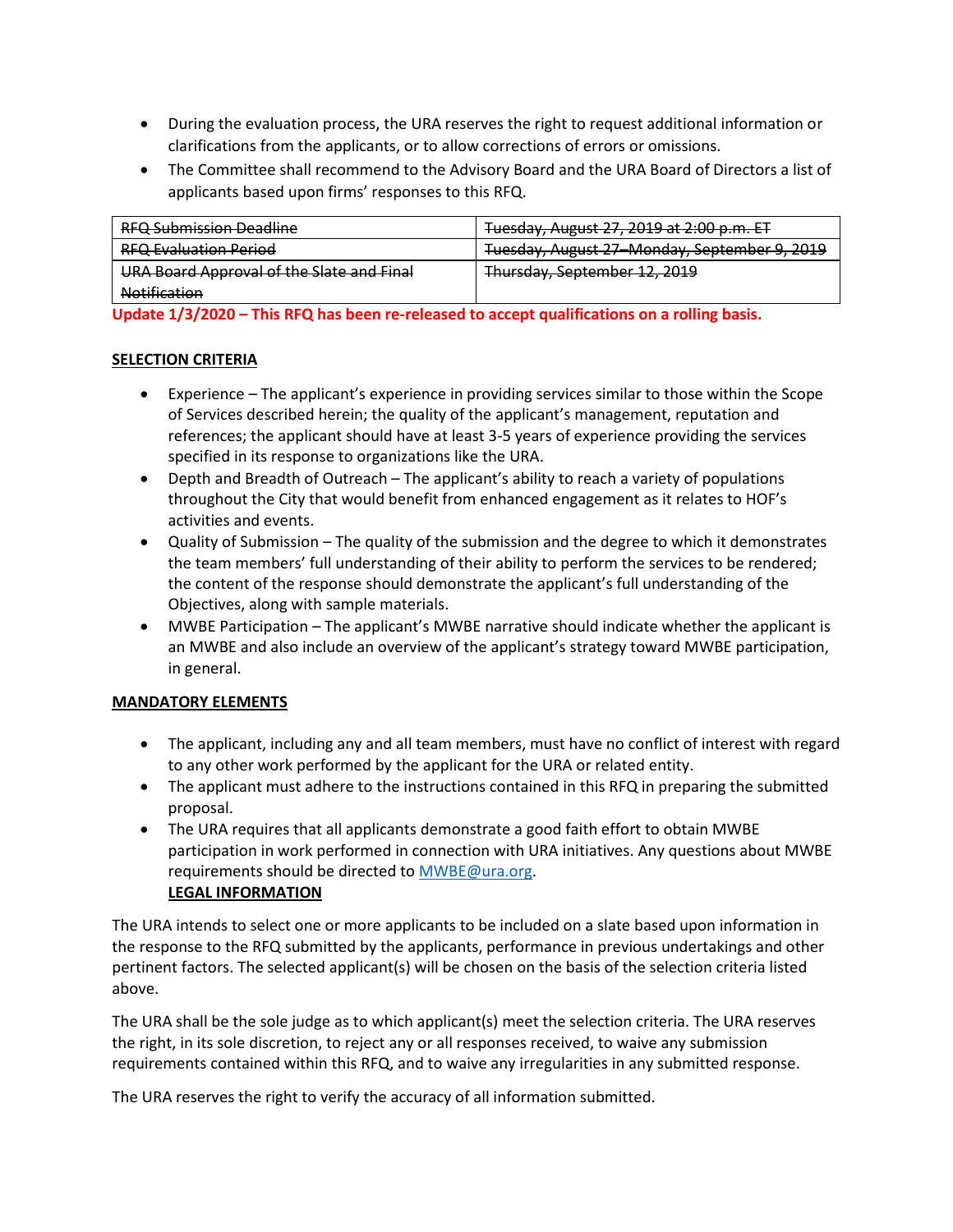- During the evaluation process, the URA reserves the right to request additional information or clarifications from the applicants, or to allow corrections of errors or omissions.
- The Committee shall recommend to the Advisory Board and the URA Board of Directors a list of applicants based upon firms' responses to this RFQ.

| | |
|---|---|
| ~~RFQ Submission Deadline~~ | ~~Tuesday, August 27, 2019 at 2:00 p.m. ET~~ |
| ~~RFQ Evaluation Period~~ | ~~Tuesday, August 27–Monday, September 9, 2019~~ |
| ~~URA Board Approval of the Slate and Final Notification~~ | ~~Thursday, September 12, 2019~~ |

**Update 1/3/2020 – This RFQ has been re-released to accept qualifications on a rolling basis.**

**SELECTION CRITERIA**

- Experience – The applicant's experience in providing services similar to those within the Scope of Services described herein; the quality of the applicant's management, reputation and references; the applicant should have at least 3-5 years of experience providing the services specified in its response to organizations like the URA.
- Depth and Breadth of Outreach – The applicant's ability to reach a variety of populations throughout the City that would benefit from enhanced engagement as it relates to HOF's activities and events.
- Quality of Submission – The quality of the submission and the degree to which it demonstrates the team members' full understanding of their ability to perform the services to be rendered; the content of the response should demonstrate the applicant's full understanding of the Objectives, along with sample materials.
- MWBE Participation – The applicant's MWBE narrative should indicate whether the applicant is an MWBE and also include an overview of the applicant's strategy toward MWBE participation, in general.

**MANDATORY ELEMENTS**

- The applicant, including any and all team members, must have no conflict of interest with regard to any other work performed by the applicant for the URA or related entity.
- The applicant must adhere to the instructions contained in this RFQ in preparing the submitted proposal.
- The URA requires that all applicants demonstrate a good faith effort to obtain MWBE participation in work performed in connection with URA initiatives. Any questions about MWBE requirements should be directed to MWBE@ura.org.

**LEGAL INFORMATION**

The URA intends to select one or more applicants to be included on a slate based upon information in the response to the RFQ submitted by the applicants, performance in previous undertakings and other pertinent factors. The selected applicant(s) will be chosen on the basis of the selection criteria listed above.

The URA shall be the sole judge as to which applicant(s) meet the selection criteria. The URA reserves the right, in its sole discretion, to reject any or all responses received, to waive any submission requirements contained within this RFQ, and to waive any irregularities in any submitted response.

The URA reserves the right to verify the accuracy of all information submitted.